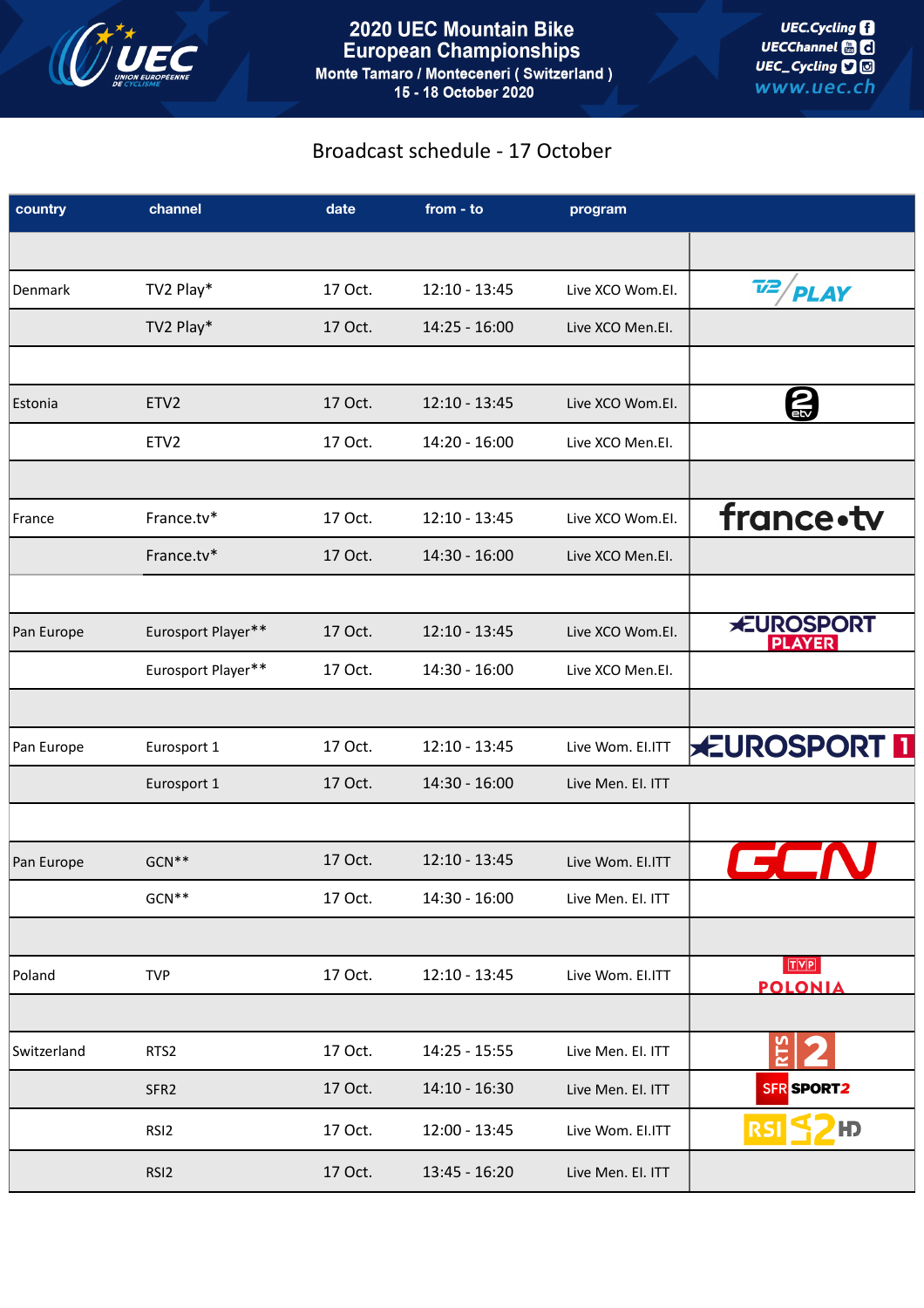# 2020 UEC Mountain Bike European Championships

**Monte Tamaro / Monteceneri ( Switzerland )**
**15 - 18 October 2020**

UEC.Cycling
UECChannel
UEC_Cycling
www.uec.ch

## Broadcast schedule - 17 October

| country | channel | date | from - to | program |
|---|---|---|---|---|
| Denmark | TV2 Play* | 17 Oct. | 12:10 - 13:45 | Live XCO Wom.El. |
| | TV2 Play* | 17 Oct. | 14:25 - 16:00 | Live XCO Men.El. |
| Estonia | ETV2 | 17 Oct. | 12:10 - 13:45 | Live XCO Wom.El. |
| | ETV2 | 17 Oct. | 14:20 - 16:00 | Live XCO Men.El. |
| France | France.tv* | 17 Oct. | 12:10 - 13:45 | Live XCO Wom.El. |
| | France.tv* | 17 Oct. | 14:30 - 16:00 | Live XCO Men.El. |
| Pan Europe | Eurosport Player** | 17 Oct. | 12:10 - 13:45 | Live XCO Wom.El. |
| | Eurosport Player** | 17 Oct. | 14:30 - 16:00 | Live XCO Men.El. |
| Pan Europe | Eurosport 1 | 17 Oct. | 12:10 - 13:45 | Live Wom. El.ITT |
| | Eurosport 1 | 17 Oct. | 14:30 - 16:00 | Live Men. El. ITT |
| Pan Europe | GCN** | 17 Oct. | 12:10 - 13:45 | Live Wom. El.ITT |
| | GCN** | 17 Oct. | 14:30 - 16:00 | Live Men. El. ITT |
| Poland | TVP | 17 Oct. | 12:10 - 13:45 | Live Wom. El.ITT |
| Switzerland | RTS2 | 17 Oct. | 14:25 - 15:55 | Live Men. El. ITT |
| | SFR2 | 17 Oct. | 14:10 - 16:30 | Live Men. El. ITT |
| | RSI2 | 17 Oct. | 12:00 - 13:45 | Live Wom. El.ITT |
| | RSI2 | 17 Oct. | 13:45 - 16:20 | Live Men. El. ITT |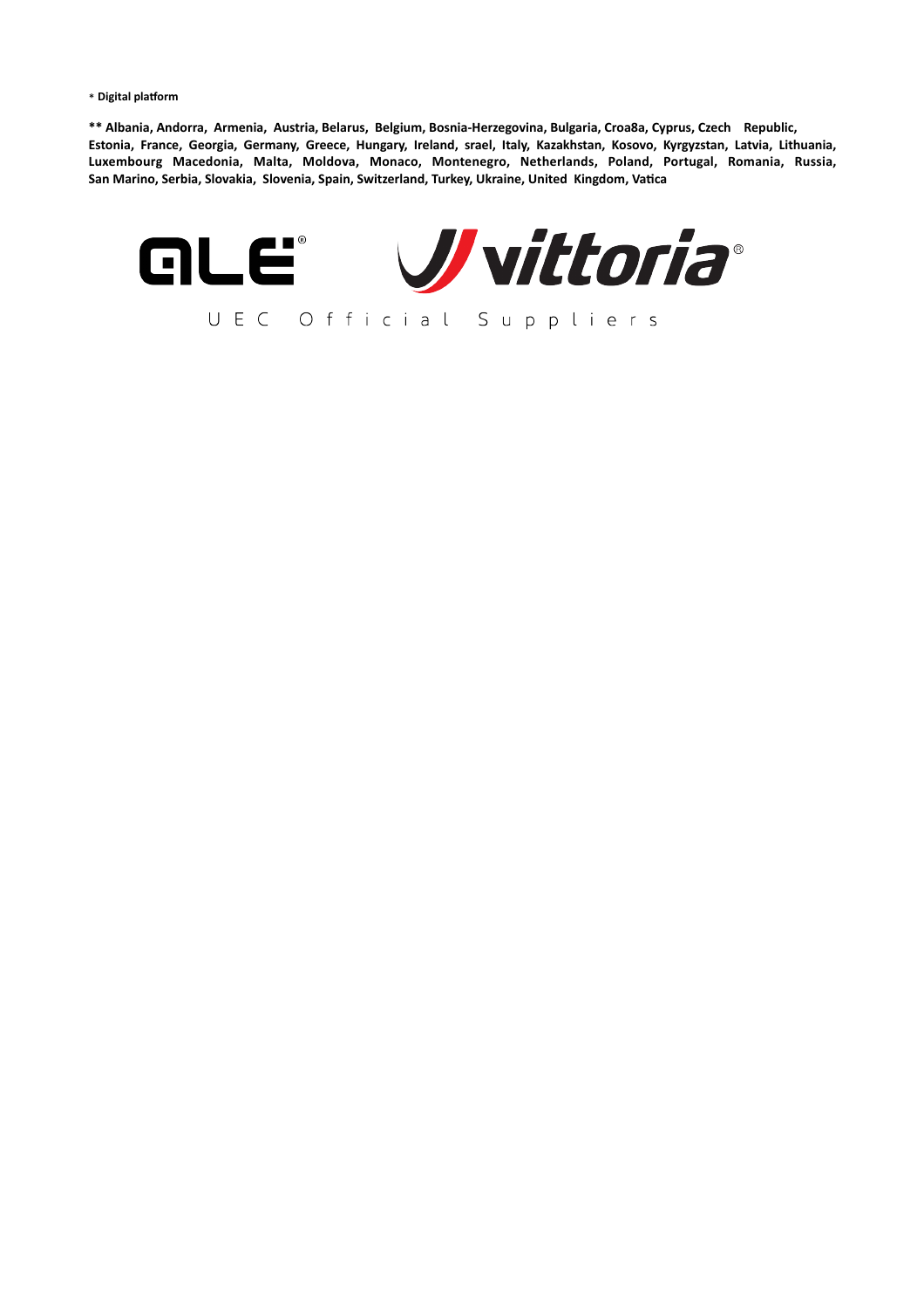* **Digital platform**

**** Albania, Andorra, Armenia, Austria, Belarus, Belgium, Bosnia-Herzegovina, Bulgaria, Croa8a, Cyprus, Czech Republic, Estonia, France, Georgia, Germany, Greece, Hungary, Ireland, srael, Italy, Kazakhstan, Kosovo, Kyrgyzstan, Latvia, Lithuania, Luxembourg Macedonia, Malta, Moldova, Monaco, Montenegro, Netherlands, Poland, Portugal, Romania, Russia, San Marino, Serbia, Slovakia, Slovenia, Spain, Switzerland, Turkey, Ukraine, United Kingdom, Vatica**

ALÉ® vittoria®

UEC Official Suppliers